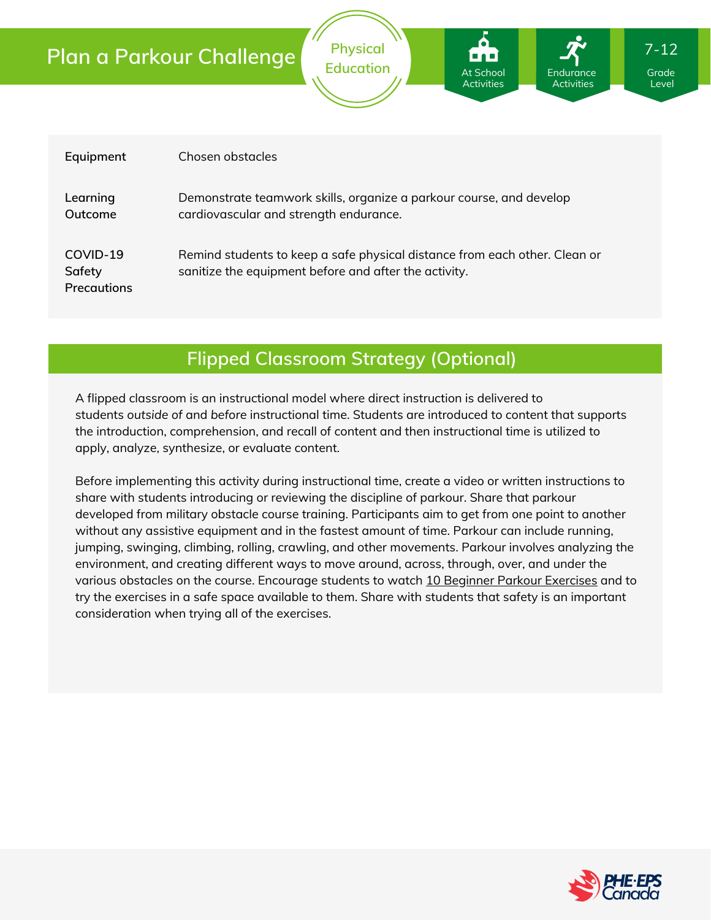# Plan a Parkour Challenge

Physical Education

At School Activities | Endurance Activities | 7-12 Grade Level

| | |
|---|---|
| **Equipment** | Chosen obstacles |
| **Learning Outcome** | Demonstrate teamwork skills, organize a parkour course, and develop cardiovascular and strength endurance. |
| **COVID-19 Safety Precautions** | Remind students to keep a safe physical distance from each other. Clean or sanitize the equipment before and after the activity. |

## Flipped Classroom Strategy (Optional)

A flipped classroom is an instructional model where direct instruction is delivered to students *outside of* and *before* instructional time. Students are introduced to content that supports the introduction, comprehension, and recall of content and then instructional time is utilized to apply, analyze, synthesize, or evaluate content.

Before implementing this activity during instructional time, create a video or written instructions to share with students introducing or reviewing the discipline of parkour. Share that parkour developed from military obstacle course training. Participants aim to get from one point to another without any assistive equipment and in the fastest amount of time. Parkour can include running, jumping, swinging, climbing, rolling, crawling, and other movements. Parkour involves analyzing the environment, and creating different ways to move around, across, through, over, and under the various obstacles on the course. Encourage students to watch 10 Beginner Parkour Exercises and to try the exercises in a safe space available to them. Share with students that safety is an important consideration when trying all of the exercises.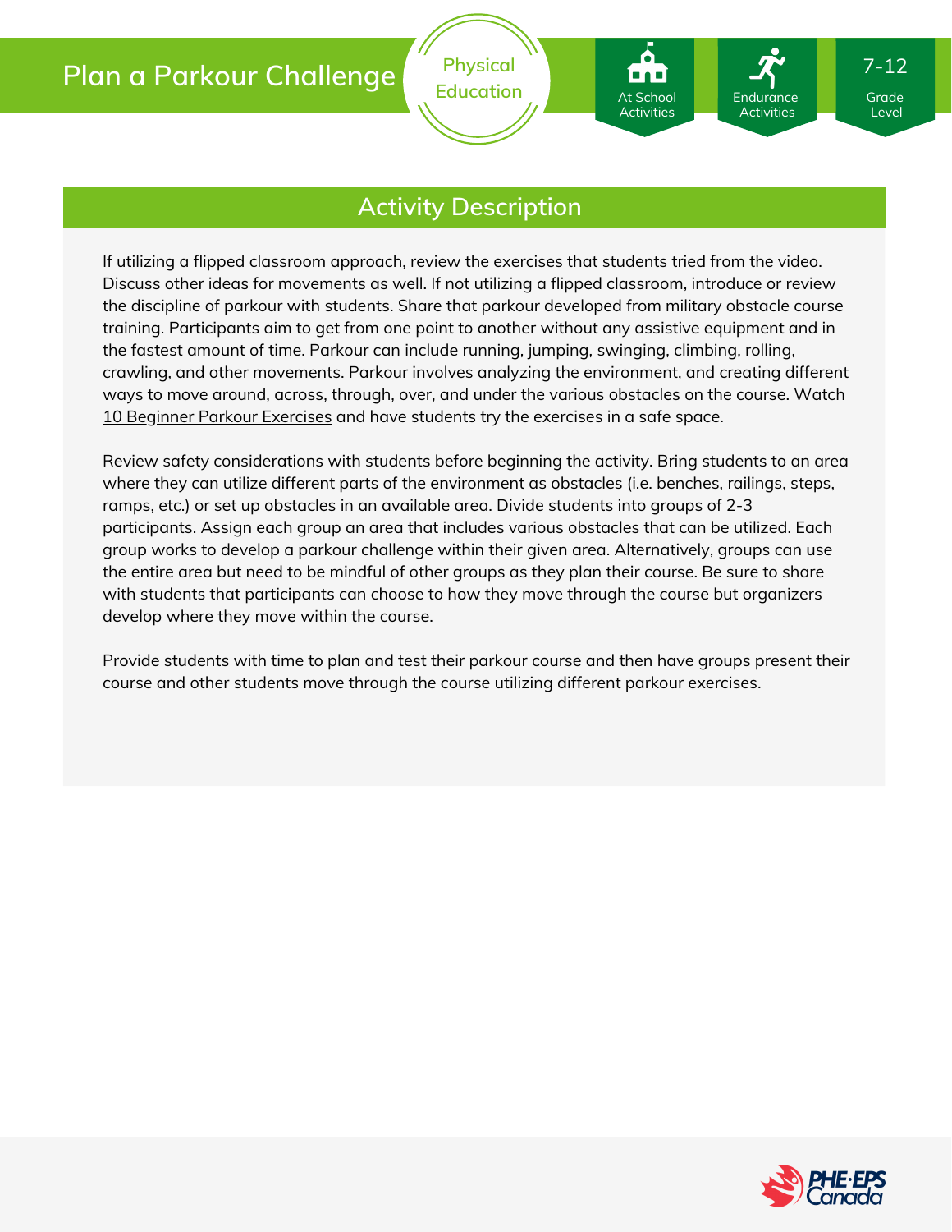# Plan a Parkour Challenge

Physical Education

At School Activities | Endurance Activities | 7-12 Grade Level

## Activity Description

If utilizing a flipped classroom approach, review the exercises that students tried from the video. Discuss other ideas for movements as well. If not utilizing a flipped classroom, introduce or review the discipline of parkour with students. Share that parkour developed from military obstacle course training. Participants aim to get from one point to another without any assistive equipment and in the fastest amount of time. Parkour can include running, jumping, swinging, climbing, rolling, crawling, and other movements. Parkour involves analyzing the environment, and creating different ways to move around, across, through, over, and under the various obstacles on the course. Watch 10 Beginner Parkour Exercises and have students try the exercises in a safe space.

Review safety considerations with students before beginning the activity. Bring students to an area where they can utilize different parts of the environment as obstacles (i.e. benches, railings, steps, ramps, etc.) or set up obstacles in an available area. Divide students into groups of 2-3 participants. Assign each group an area that includes various obstacles that can be utilized. Each group works to develop a parkour challenge within their given area. Alternatively, groups can use the entire area but need to be mindful of other groups as they plan their course. Be sure to share with students that participants can choose to how they move through the course but organizers develop where they move within the course.

Provide students with time to plan and test their parkour course and then have groups present their course and other students move through the course utilizing different parkour exercises.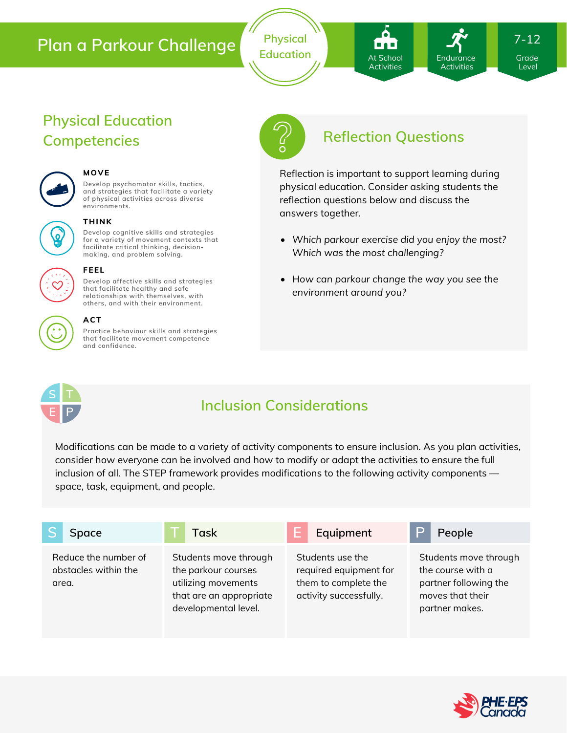# Plan a Parkour Challenge

Physical Education

At School Activities | Endurance Activities | 7-12 Grade Level

## Physical Education Competencies

**MOVE**
Develop psychomotor skills, tactics, and strategies that facilitate a variety of physical activities across diverse environments.

**THINK**
Develop cognitive skills and strategies for a variety of movement contexts that facilitate critical thinking, decision-making, and problem solving.

**FEEL**
Develop affective skills and strategies that facilitate healthy and safe relationships with themselves, with others, and with their environment.

**ACT**
Practice behaviour skills and strategies that facilitate movement competence and confidence.

## Reflection Questions

Reflection is important to support learning during physical education. Consider asking students the reflection questions below and discuss the answers together.

- *Which parkour exercise did you enjoy the most? Which was the most challenging?*
- *How can parkour change the way you see the environment around you?*

## Inclusion Considerations

Modifications can be made to a variety of activity components to ensure inclusion. As you plan activities, consider how everyone can be involved and how to modify or adapt the activities to ensure the full inclusion of all. The STEP framework provides modifications to the following activity components — space, task, equipment, and people.

| S Space | T Task | E Equipment | P People |
|---|---|---|---|
| Reduce the number of obstacles within the area. | Students move through the parkour courses utilizing movements that are an appropriate developmental level. | Students use the required equipment for them to complete the activity successfully. | Students move through the course with a partner following the moves that their partner makes. |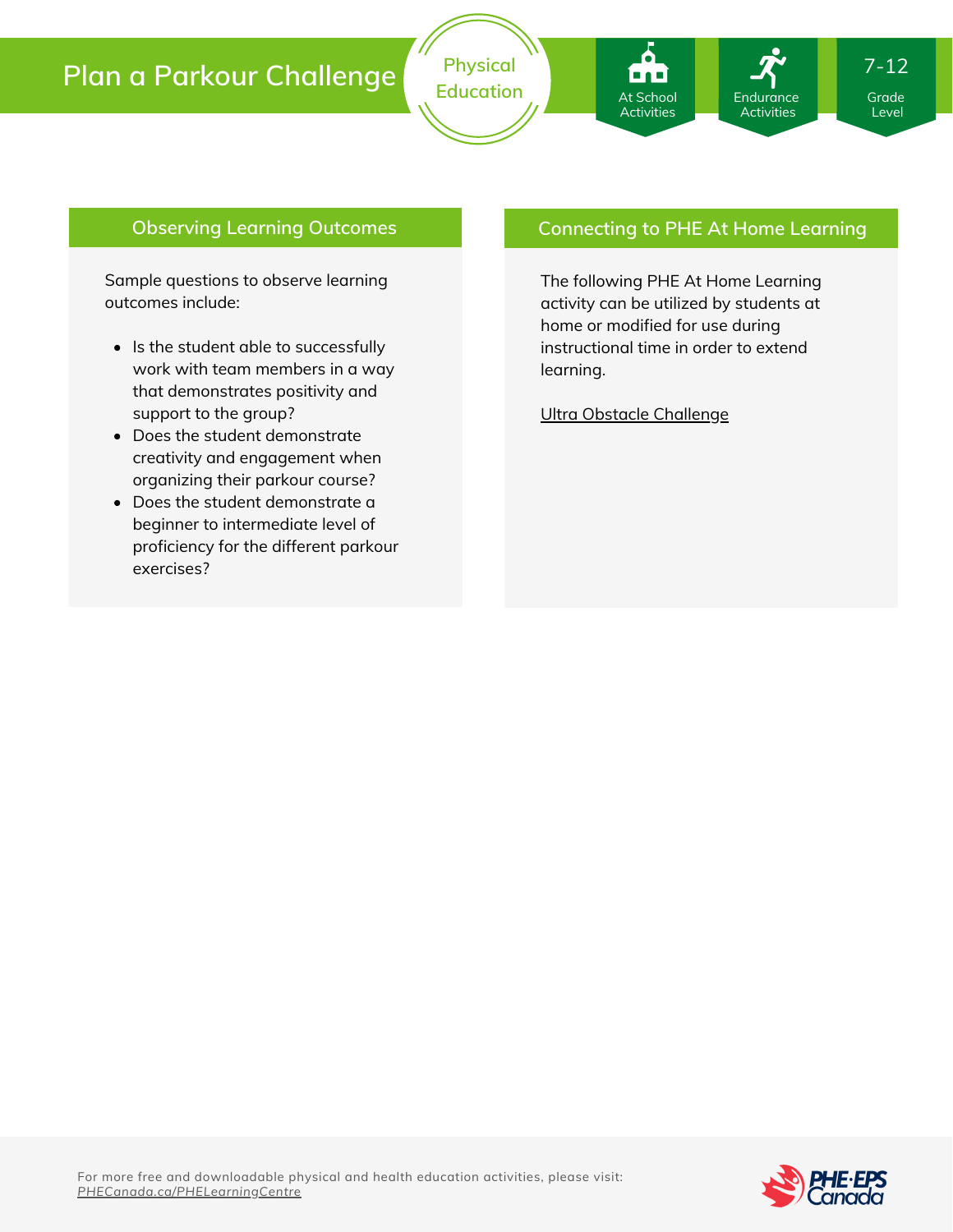# Plan a Parkour Challenge

Physical Education

At School Activities

Endurance Activities

7-12 Grade Level

## Observing Learning Outcomes

Sample questions to observe learning outcomes include:

- Is the student able to successfully work with team members in a way that demonstrates positivity and support to the group?
- Does the student demonstrate creativity and engagement when organizing their parkour course?
- Does the student demonstrate a beginner to intermediate level of proficiency for the different parkour exercises?

## Connecting to PHE At Home Learning

The following PHE At Home Learning activity can be utilized by students at home or modified for use during instructional time in order to extend learning.

Ultra Obstacle Challenge

For more free and downloadable physical and health education activities, please visit: *PHECanada.ca/PHELearningCentre*